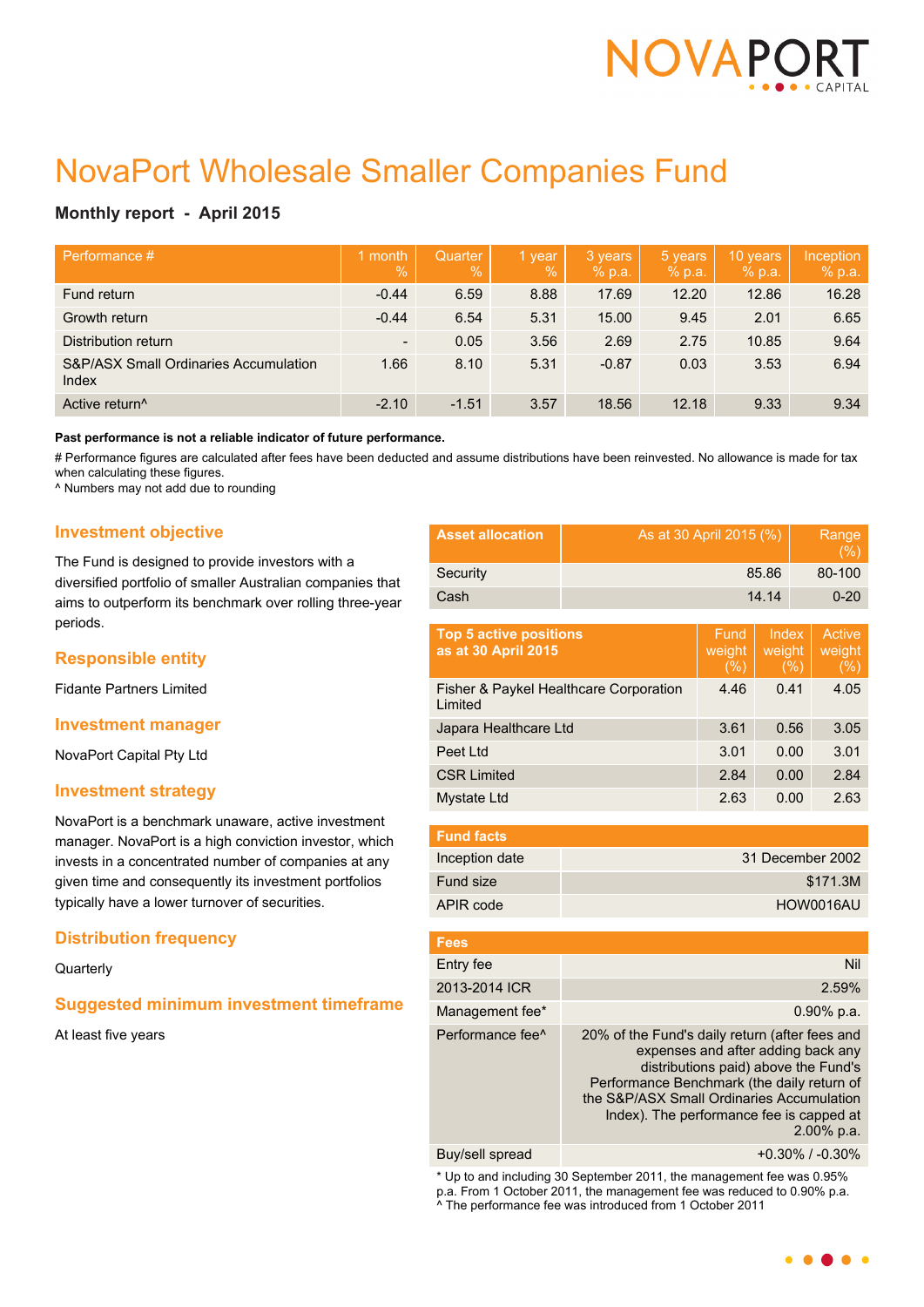# NovaPort Wholesale Smaller Companies Fund

**Monthly report - April 2015**

| Performance # | 1 month % | Quarter % | 1 year % | 3 years % p.a. | 5 years % p.a. | 10 years % p.a. | Inception % p.a. |
|---|---|---|---|---|---|---|---|
| Fund return | -0.44 | 6.59 | 8.88 | 17.69 | 12.20 | 12.86 | 16.28 |
| Growth return | -0.44 | 6.54 | 5.31 | 15.00 | 9.45 | 2.01 | 6.65 |
| Distribution return | - | 0.05 | 3.56 | 2.69 | 2.75 | 10.85 | 9.64 |
| S&P/ASX Small Ordinaries Accumulation Index | 1.66 | 8.10 | 5.31 | -0.87 | 0.03 | 3.53 | 6.94 |
| Active return^ | -2.10 | -1.51 | 3.57 | 18.56 | 12.18 | 9.33 | 9.34 |

**Past performance is not a reliable indicator of future performance.**

# Performance figures are calculated after fees have been deducted and assume distributions have been reinvested. No allowance is made for tax when calculating these figures.
^ Numbers may not add due to rounding

## Investment objective

The Fund is designed to provide investors with a diversified portfolio of smaller Australian companies that aims to outperform its benchmark over rolling three-year periods.

## Responsible entity

Fidante Partners Limited

## Investment manager

NovaPort Capital Pty Ltd

## Investment strategy

NovaPort is a benchmark unaware, active investment manager. NovaPort is a high conviction investor, which invests in a concentrated number of companies at any given time and consequently its investment portfolios typically have a lower turnover of securities.

## Distribution frequency

Quarterly

## Suggested minimum investment timeframe

At least five years

| Asset allocation | As at 30 April 2015 (%) | Range (%) |
|---|---|---|
| Security | 85.86 | 80-100 |
| Cash | 14.14 | 0-20 |

| Top 5 active positions as at 30 April 2015 | Fund weight (%) | Index weight (%) | Active weight (%) |
|---|---|---|---|
| Fisher & Paykel Healthcare Corporation Limited | 4.46 | 0.41 | 4.05 |
| Japara Healthcare Ltd | 3.61 | 0.56 | 3.05 |
| Peet Ltd | 3.01 | 0.00 | 3.01 |
| CSR Limited | 2.84 | 0.00 | 2.84 |
| Mystate Ltd | 2.63 | 0.00 | 2.63 |

| Fund facts | |
|---|---|
| Inception date | 31 December 2002 |
| Fund size | $171.3M |
| APIR code | HOW0016AU |

| Fees | |
|---|---|
| Entry fee | Nil |
| 2013-2014 ICR | 2.59% |
| Management fee* | 0.90% p.a. |
| Performance fee^ | 20% of the Fund's daily return (after fees and expenses and after adding back any distributions paid) above the Fund's Performance Benchmark (the daily return of the S&P/ASX Small Ordinaries Accumulation Index). The performance fee is capped at 2.00% p.a. |
| Buy/sell spread | +0.30% / -0.30% |

* Up to and including 30 September 2011, the management fee was 0.95% p.a. From 1 October 2011, the management fee was reduced to 0.90% p.a.
^ The performance fee was introduced from 1 October 2011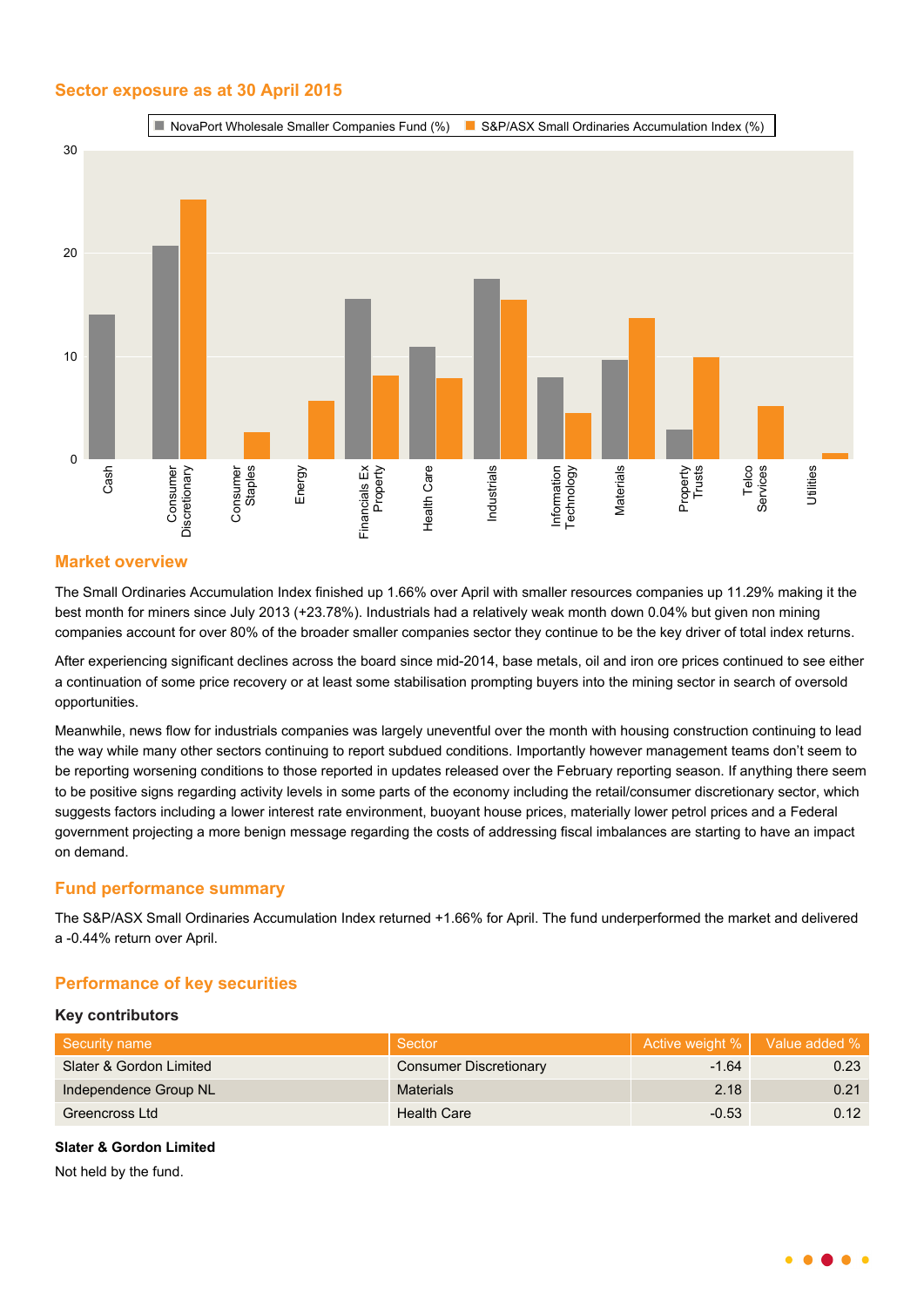## Sector exposure as at 30 April 2015

## Market overview

The Small Ordinaries Accumulation Index finished up 1.66% over April with smaller resources companies up 11.29% making it the best month for miners since July 2013 (+23.78%). Industrials had a relatively weak month down 0.04% but given non mining companies account for over 80% of the broader smaller companies sector they continue to be the key driver of total index returns.

After experiencing significant declines across the board since mid-2014, base metals, oil and iron ore prices continued to see either a continuation of some price recovery or at least some stabilisation prompting buyers into the mining sector in search of oversold opportunities.

Meanwhile, news flow for industrials companies was largely uneventful over the month with housing construction continuing to lead the way while many other sectors continuing to report subdued conditions. Importantly however management teams don't seem to be reporting worsening conditions to those reported in updates released over the February reporting season. If anything there seem to be positive signs regarding activity levels in some parts of the economy including the retail/consumer discretionary sector, which suggests factors including a lower interest rate environment, buoyant house prices, materially lower petrol prices and a Federal government projecting a more benign message regarding the costs of addressing fiscal imbalances are starting to have an impact on demand.

## Fund performance summary

The S&P/ASX Small Ordinaries Accumulation Index returned +1.66% for April. The fund underperformed the market and delivered a -0.44% return over April.

## Performance of key securities

### Key contributors

| Security name | Sector | Active weight % | Value added % |
|---|---|---|---|
| Slater & Gordon Limited | Consumer Discretionary | -1.64 | 0.23 |
| Independence Group NL | Materials | 2.18 | 0.21 |
| Greencross Ltd | Health Care | -0.53 | 0.12 |

**Slater & Gordon Limited**

Not held by the fund.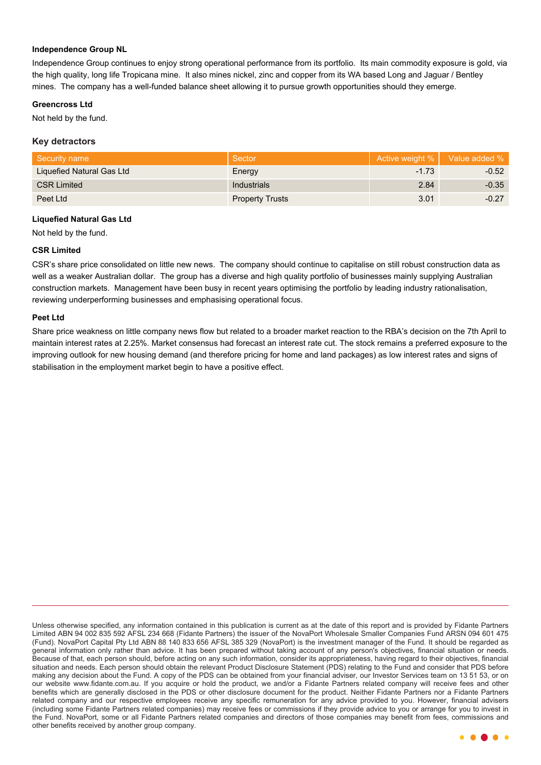**Independence Group NL**

Independence Group continues to enjoy strong operational performance from its portfolio. Its main commodity exposure is gold, via the high quality, long life Tropicana mine. It also mines nickel, zinc and copper from its WA based Long and Jaguar / Bentley mines. The company has a well-funded balance sheet allowing it to pursue growth opportunities should they emerge.

**Greencross Ltd**

Not held by the fund.

## Key detractors

| Security name | Sector | Active weight % | Value added % |
|---|---|---|---|
| Liquefied Natural Gas Ltd | Energy | -1.73 | -0.52 |
| CSR Limited | Industrials | 2.84 | -0.35 |
| Peet Ltd | Property Trusts | 3.01 | -0.27 |

**Liquefied Natural Gas Ltd**

Not held by the fund.

**CSR Limited**

CSR's share price consolidated on little new news. The company should continue to capitalise on still robust construction data as well as a weaker Australian dollar. The group has a diverse and high quality portfolio of businesses mainly supplying Australian construction markets. Management have been busy in recent years optimising the portfolio by leading industry rationalisation, reviewing underperforming businesses and emphasising operational focus.

**Peet Ltd**

Share price weakness on little company news flow but related to a broader market reaction to the RBA's decision on the 7th April to maintain interest rates at 2.25%. Market consensus had forecast an interest rate cut. The stock remains a preferred exposure to the improving outlook for new housing demand (and therefore pricing for home and land packages) as low interest rates and signs of stabilisation in the employment market begin to have a positive effect.

Unless otherwise specified, any information contained in this publication is current as at the date of this report and is provided by Fidante Partners Limited ABN 94 002 835 592 AFSL 234 668 (Fidante Partners) the issuer of the NovaPort Wholesale Smaller Companies Fund ARSN 094 601 475 (Fund). NovaPort Capital Pty Ltd ABN 88 140 833 656 AFSL 385 329 (NovaPort) is the investment manager of the Fund. It should be regarded as general information only rather than advice. It has been prepared without taking account of any person's objectives, financial situation or needs. Because of that, each person should, before acting on any such information, consider its appropriateness, having regard to their objectives, financial situation and needs. Each person should obtain the relevant Product Disclosure Statement (PDS) relating to the Fund and consider that PDS before making any decision about the Fund. A copy of the PDS can be obtained from your financial adviser, our Investor Services team on 13 51 53, or on our website www.fidante.com.au. If you acquire or hold the product, we and/or a Fidante Partners related company will receive fees and other benefits which are generally disclosed in the PDS or other disclosure document for the product. Neither Fidante Partners nor a Fidante Partners related company and our respective employees receive any specific remuneration for any advice provided to you. However, financial advisers (including some Fidante Partners related companies) may receive fees or commissions if they provide advice to you or arrange for you to invest in the Fund. NovaPort, some or all Fidante Partners related companies and directors of those companies may benefit from fees, commissions and other benefits received by another group company.